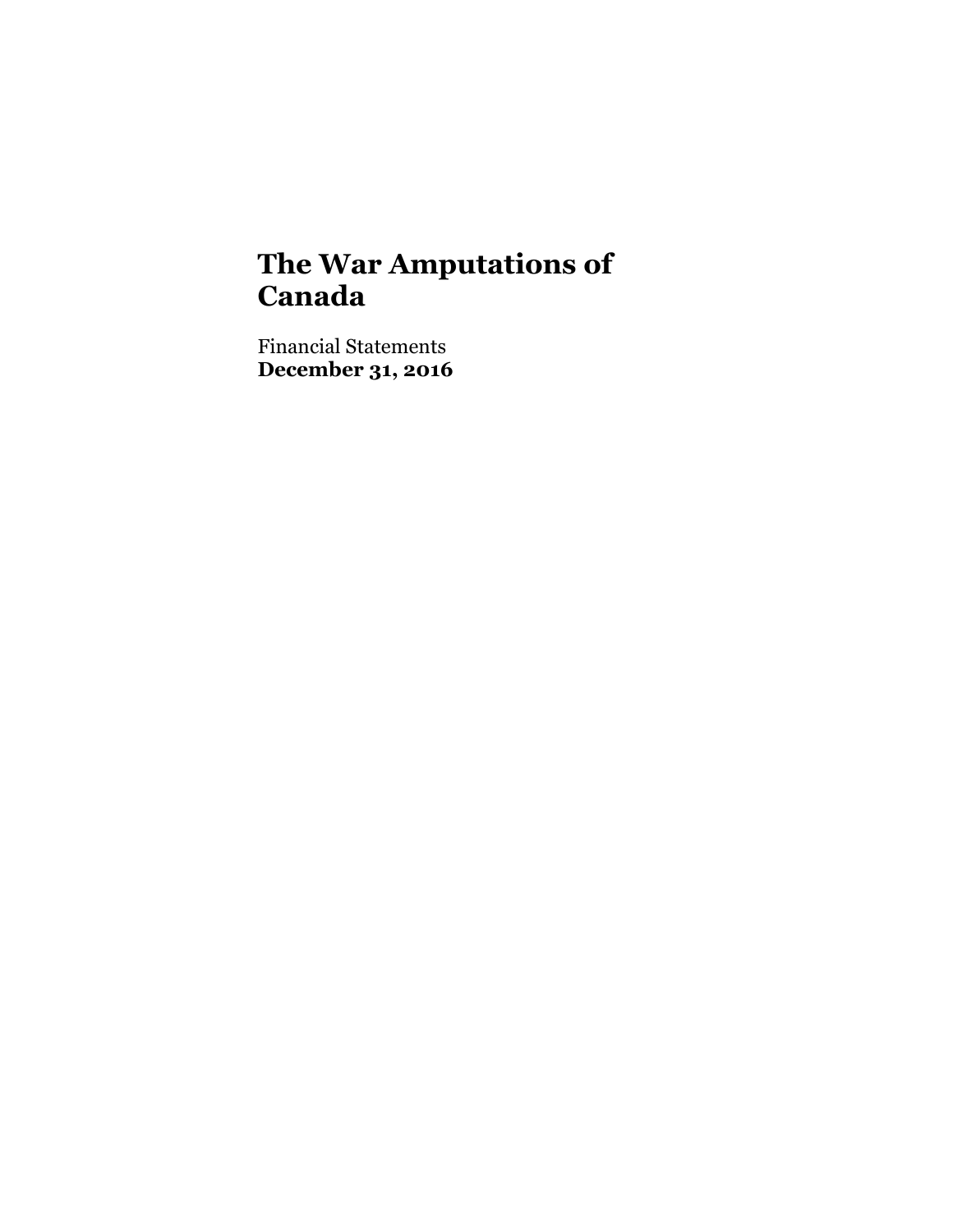# The War Amputations of Canada

Financial Statements
**December 31, 2016**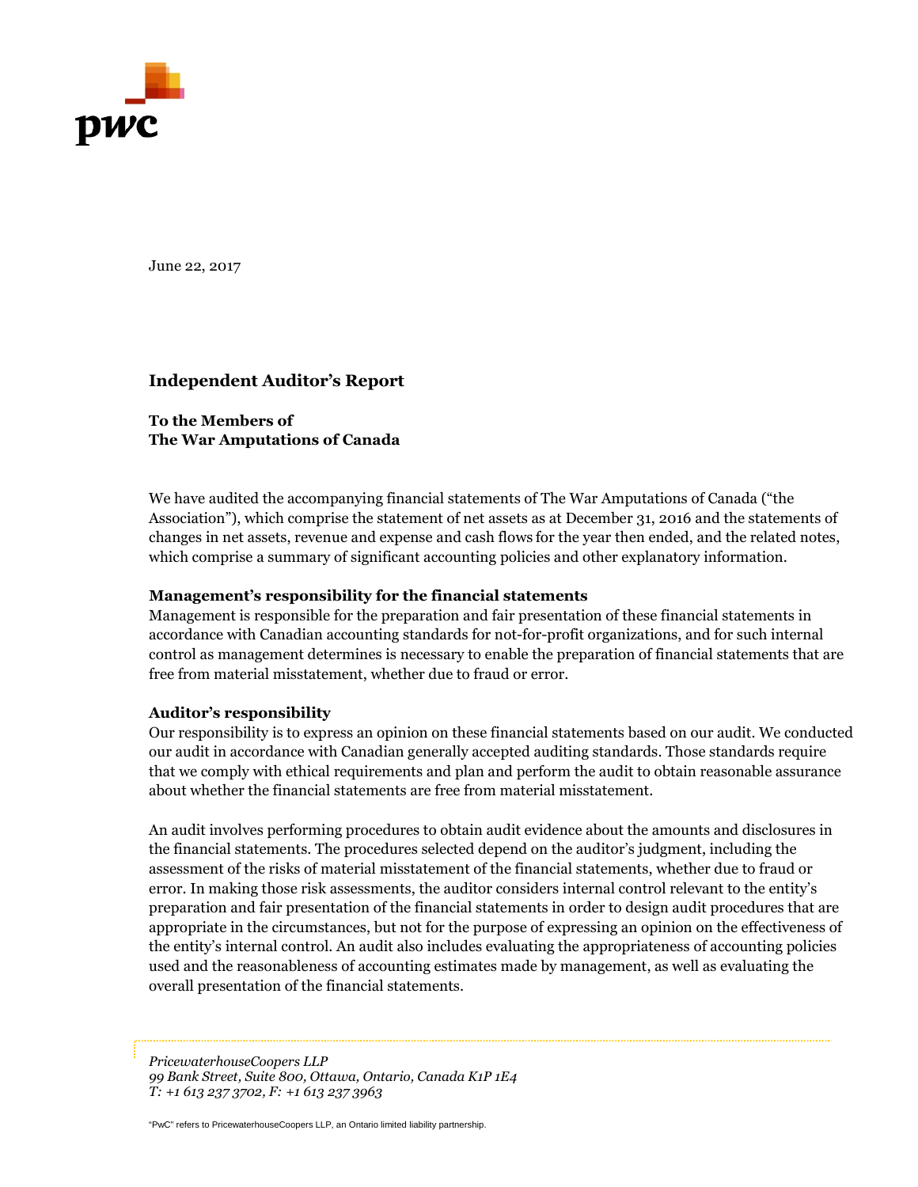June 22, 2017

## Independent Auditor's Report

**To the Members of**
**The War Amputations of Canada**

We have audited the accompanying financial statements of The War Amputations of Canada ("the Association"), which comprise the statement of net assets as at December 31, 2016 and the statements of changes in net assets, revenue and expense and cash flows for the year then ended, and the related notes, which comprise a summary of significant accounting policies and other explanatory information.

### Management's responsibility for the financial statements

Management is responsible for the preparation and fair presentation of these financial statements in accordance with Canadian accounting standards for not-for-profit organizations, and for such internal control as management determines is necessary to enable the preparation of financial statements that are free from material misstatement, whether due to fraud or error.

### Auditor's responsibility

Our responsibility is to express an opinion on these financial statements based on our audit. We conducted our audit in accordance with Canadian generally accepted auditing standards. Those standards require that we comply with ethical requirements and plan and perform the audit to obtain reasonable assurance about whether the financial statements are free from material misstatement.

An audit involves performing procedures to obtain audit evidence about the amounts and disclosures in the financial statements. The procedures selected depend on the auditor's judgment, including the assessment of the risks of material misstatement of the financial statements, whether due to fraud or error. In making those risk assessments, the auditor considers internal control relevant to the entity's preparation and fair presentation of the financial statements in order to design audit procedures that are appropriate in the circumstances, but not for the purpose of expressing an opinion on the effectiveness of the entity's internal control. An audit also includes evaluating the appropriateness of accounting policies used and the reasonableness of accounting estimates made by management, as well as evaluating the overall presentation of the financial statements.

*PricewaterhouseCoopers LLP*
*99 Bank Street, Suite 800, Ottawa, Ontario, Canada K1P 1E4*
*T: +1 613 237 3702, F: +1 613 237 3963*

"PwC" refers to PricewaterhouseCoopers LLP, an Ontario limited liability partnership.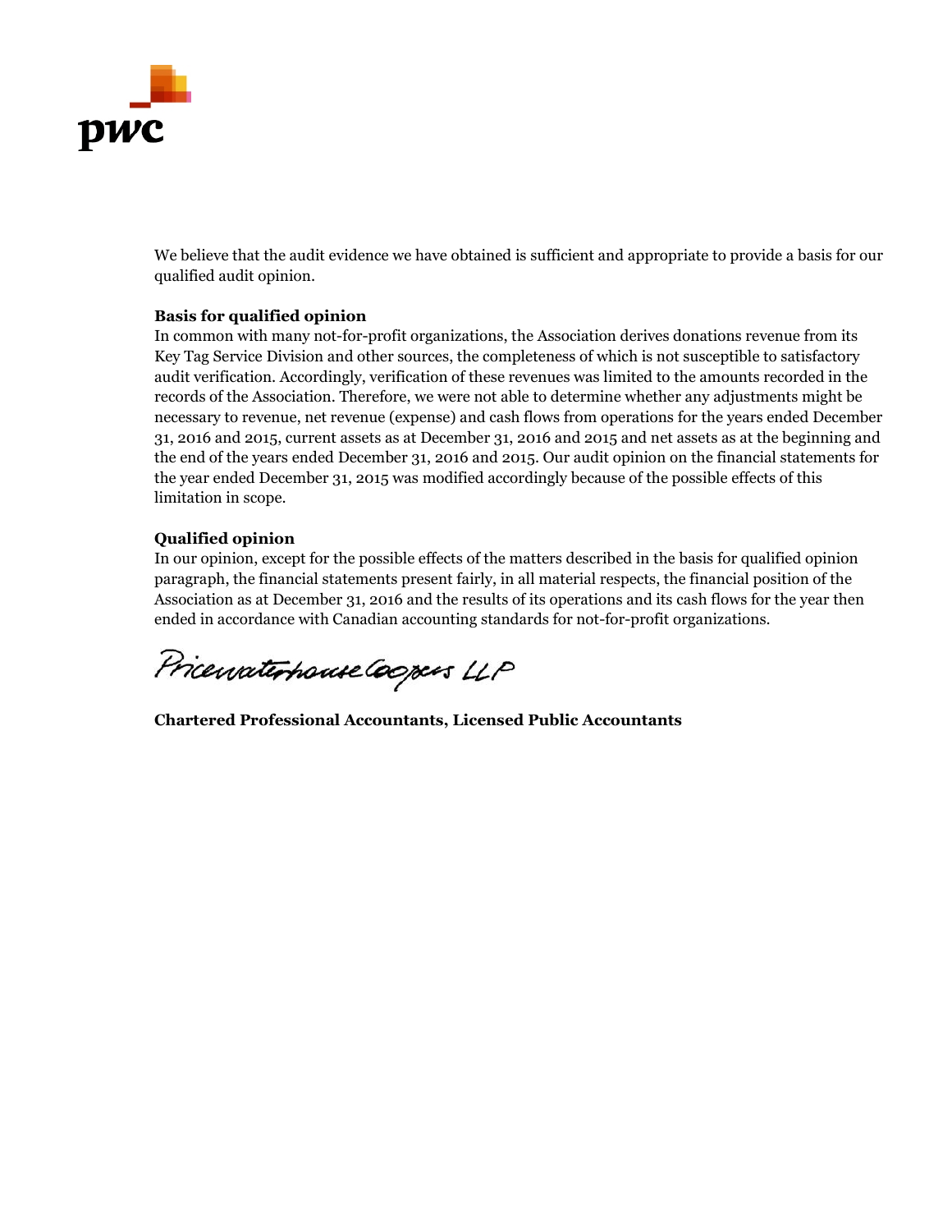We believe that the audit evidence we have obtained is sufficient and appropriate to provide a basis for our qualified audit opinion.

**Basis for qualified opinion**

In common with many not-for-profit organizations, the Association derives donations revenue from its Key Tag Service Division and other sources, the completeness of which is not susceptible to satisfactory audit verification. Accordingly, verification of these revenues was limited to the amounts recorded in the records of the Association. Therefore, we were not able to determine whether any adjustments might be necessary to revenue, net revenue (expense) and cash flows from operations for the years ended December 31, 2016 and 2015, current assets as at December 31, 2016 and 2015 and net assets as at the beginning and the end of the years ended December 31, 2016 and 2015. Our audit opinion on the financial statements for the year ended December 31, 2015 was modified accordingly because of the possible effects of this limitation in scope.

**Qualified opinion**

In our opinion, except for the possible effects of the matters described in the basis for qualified opinion paragraph, the financial statements present fairly, in all material respects, the financial position of the Association as at December 31, 2016 and the results of its operations and its cash flows for the year then ended in accordance with Canadian accounting standards for not-for-profit organizations.

PricewaterhouseCoopers LLP

**Chartered Professional Accountants, Licensed Public Accountants**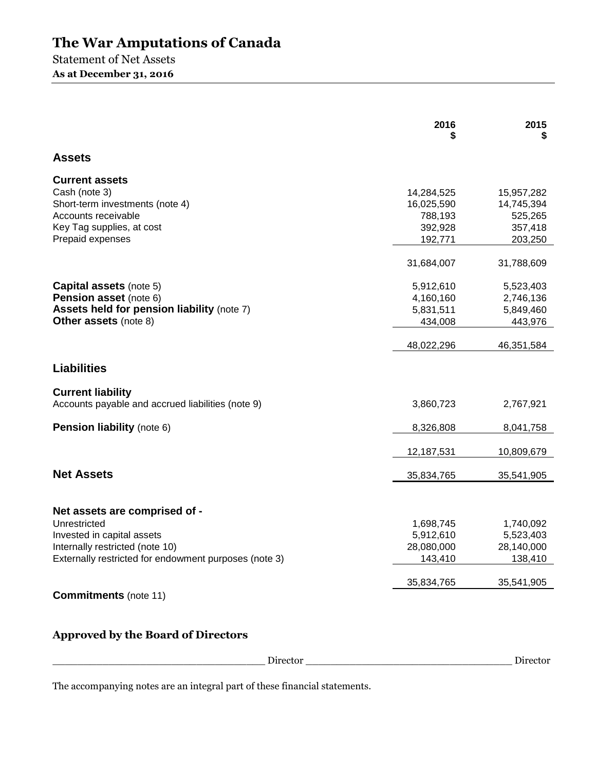# The War Amputations of Canada

Statement of Net Assets

**As at December 31, 2016**

| | 2016 $ | 2015 $ |
|---|---|---|
| **Assets** | | |
| **Current assets** | | |
| Cash (note 3) | 14,284,525 | 15,957,282 |
| Short-term investments (note 4) | 16,025,590 | 14,745,394 |
| Accounts receivable | 788,193 | 525,265 |
| Key Tag supplies, at cost | 392,928 | 357,418 |
| Prepaid expenses | 192,771 | 203,250 |
| | 31,684,007 | 31,788,609 |
| **Capital assets** (note 5) | 5,912,610 | 5,523,403 |
| **Pension asset** (note 6) | 4,160,160 | 2,746,136 |
| **Assets held for pension liability** (note 7) | 5,831,511 | 5,849,460 |
| **Other assets** (note 8) | 434,008 | 443,976 |
| | 48,022,296 | 46,351,584 |
| **Liabilities** | | |
| **Current liability** | | |
| Accounts payable and accrued liabilities (note 9) | 3,860,723 | 2,767,921 |
| **Pension liability** (note 6) | 8,326,808 | 8,041,758 |
| | 12,187,531 | 10,809,679 |
| **Net Assets** | 35,834,765 | 35,541,905 |
| **Net assets are comprised of -** | | |
| Unrestricted | 1,698,745 | 1,740,092 |
| Invested in capital assets | 5,912,610 | 5,523,403 |
| Internally restricted (note 10) | 28,080,000 | 28,140,000 |
| Externally restricted for endowment purposes (note 3) | 143,410 | 138,410 |
| | 35,834,765 | 35,541,905 |

**Commitments** (note 11)

**Approved by the Board of Directors**

_______________________________ Director _______________________________ Director

The accompanying notes are an integral part of these financial statements.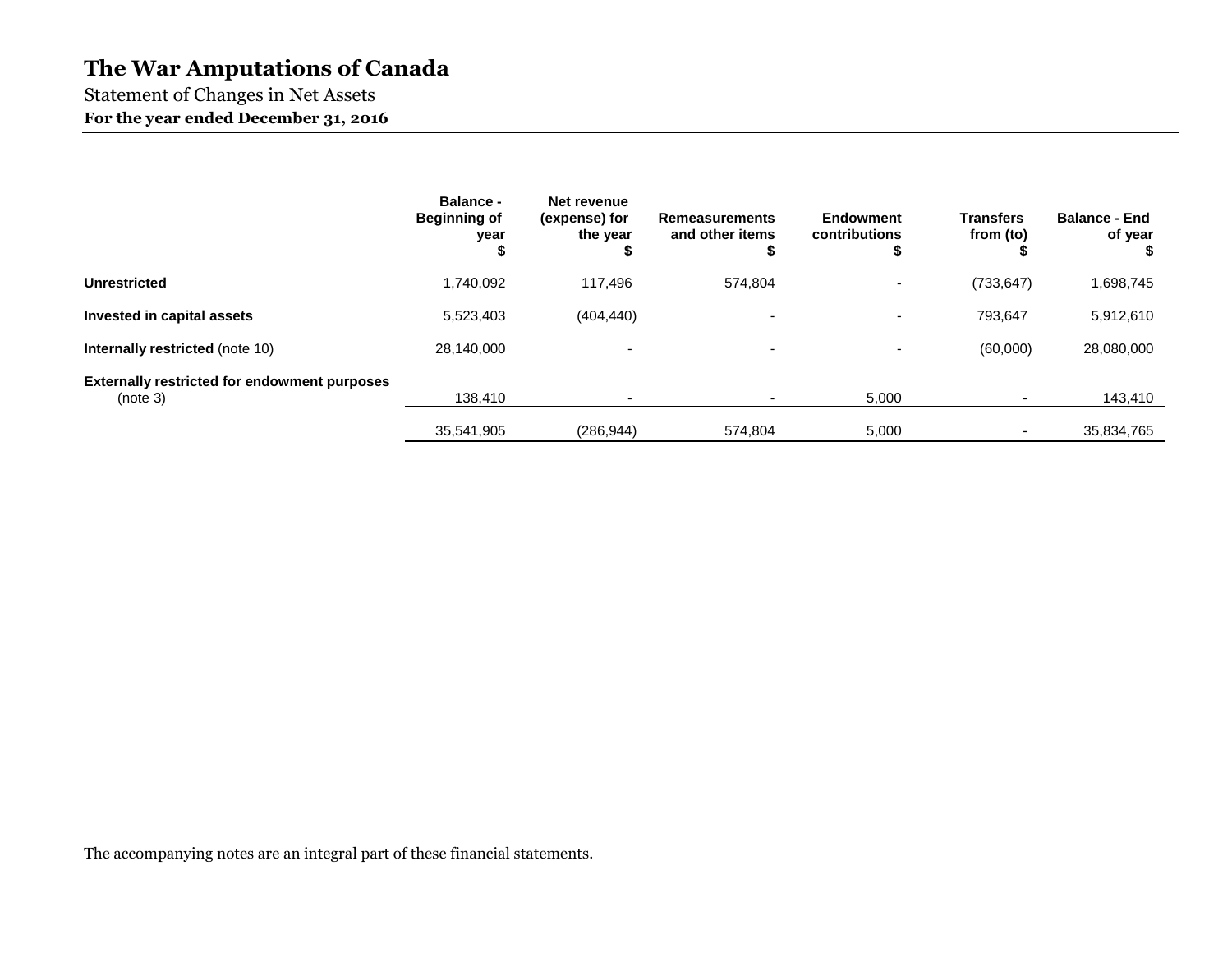# The War Amputations of Canada

Statement of Changes in Net Assets

**For the year ended December 31, 2016**

| | Balance - Beginning of year $ | Net revenue (expense) for the year $ | Remeasurements and other items $ | Endowment contributions $ | Transfers from (to) $ | Balance - End of year $ |
|---|---|---|---|---|---|---|
| **Unrestricted** | 1,740,092 | 117,496 | 574,804 | - | (733,647) | 1,698,745 |
| **Invested in capital assets** | 5,523,403 | (404,440) | - | - | 793,647 | 5,912,610 |
| **Internally restricted** (note 10) | 28,140,000 | - | - | - | (60,000) | 28,080,000 |
| **Externally restricted for endowment purposes** (note 3) | 138,410 | - | - | 5,000 | - | 143,410 |
| | 35,541,905 | (286,944) | 574,804 | 5,000 | - | 35,834,765 |

The accompanying notes are an integral part of these financial statements.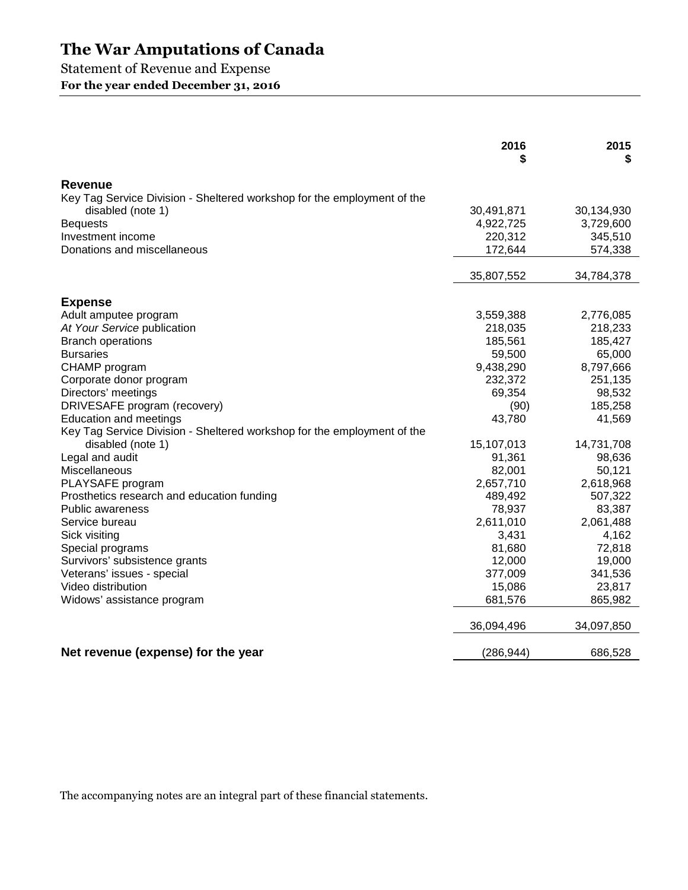# The War Amputations of Canada

Statement of Revenue and Expense

**For the year ended December 31, 2016**

| | 2016 $ | 2015 $ |
|---|---|---|
| **Revenue** | | |
| Key Tag Service Division - Sheltered workshop for the employment of the disabled (note 1) | 30,491,871 | 30,134,930 |
| Bequests | 4,922,725 | 3,729,600 |
| Investment income | 220,312 | 345,510 |
| Donations and miscellaneous | 172,644 | 574,338 |
| | 35,807,552 | 34,784,378 |
| **Expense** | | |
| Adult amputee program | 3,559,388 | 2,776,085 |
| *At Your Service* publication | 218,035 | 218,233 |
| Branch operations | 185,561 | 185,427 |
| Bursaries | 59,500 | 65,000 |
| CHAMP program | 9,438,290 | 8,797,666 |
| Corporate donor program | 232,372 | 251,135 |
| Directors' meetings | 69,354 | 98,532 |
| DRIVESAFE program (recovery) | (90) | 185,258 |
| Education and meetings | 43,780 | 41,569 |
| Key Tag Service Division - Sheltered workshop for the employment of the disabled (note 1) | 15,107,013 | 14,731,708 |
| Legal and audit | 91,361 | 98,636 |
| Miscellaneous | 82,001 | 50,121 |
| PLAYSAFE program | 2,657,710 | 2,618,968 |
| Prosthetics research and education funding | 489,492 | 507,322 |
| Public awareness | 78,937 | 83,387 |
| Service bureau | 2,611,010 | 2,061,488 |
| Sick visiting | 3,431 | 4,162 |
| Special programs | 81,680 | 72,818 |
| Survivors' subsistence grants | 12,000 | 19,000 |
| Veterans' issues - special | 377,009 | 341,536 |
| Video distribution | 15,086 | 23,817 |
| Widows' assistance program | 681,576 | 865,982 |
| | 36,094,496 | 34,097,850 |
| **Net revenue (expense) for the year** | (286,944) | 686,528 |

The accompanying notes are an integral part of these financial statements.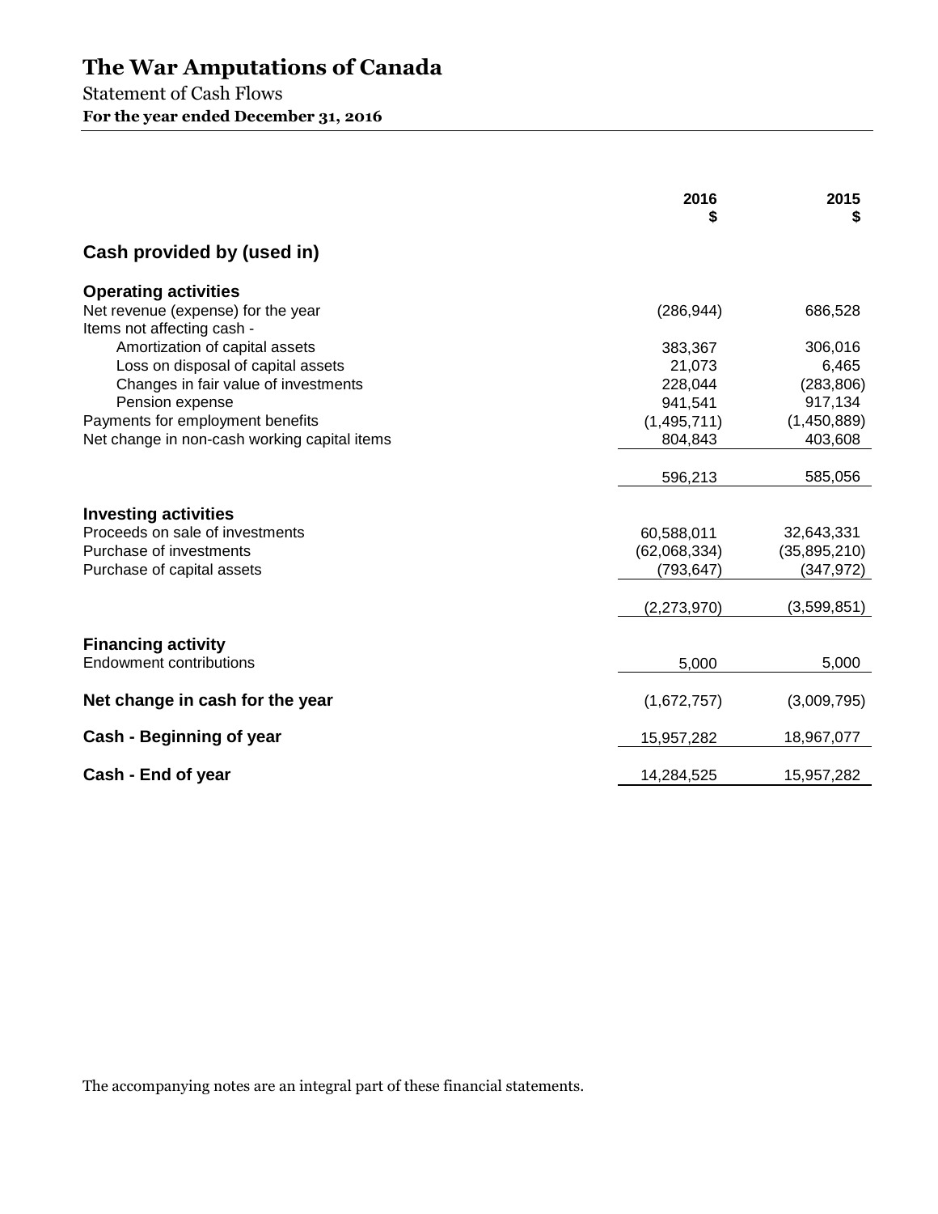# The War Amputations of Canada

Statement of Cash Flows

**For the year ended December 31, 2016**

| | 2016<br>$ | 2015<br>$ |
|---|---|---|
| **Cash provided by (used in)** | | |
| **Operating activities** | | |
| Net revenue (expense) for the year | (286,944) | 686,528 |
| Items not affecting cash - | | |
| Amortization of capital assets | 383,367 | 306,016 |
| Loss on disposal of capital assets | 21,073 | 6,465 |
| Changes in fair value of investments | 228,044 | (283,806) |
| Pension expense | 941,541 | 917,134 |
| Payments for employment benefits | (1,495,711) | (1,450,889) |
| Net change in non-cash working capital items | 804,843 | 403,608 |
| | 596,213 | 585,056 |
| **Investing activities** | | |
| Proceeds on sale of investments | 60,588,011 | 32,643,331 |
| Purchase of investments | (62,068,334) | (35,895,210) |
| Purchase of capital assets | (793,647) | (347,972) |
| | (2,273,970) | (3,599,851) |
| **Financing activity** | | |
| Endowment contributions | 5,000 | 5,000 |
| **Net change in cash for the year** | (1,672,757) | (3,009,795) |
| **Cash - Beginning of year** | 15,957,282 | 18,967,077 |
| **Cash - End of year** | 14,284,525 | 15,957,282 |

The accompanying notes are an integral part of these financial statements.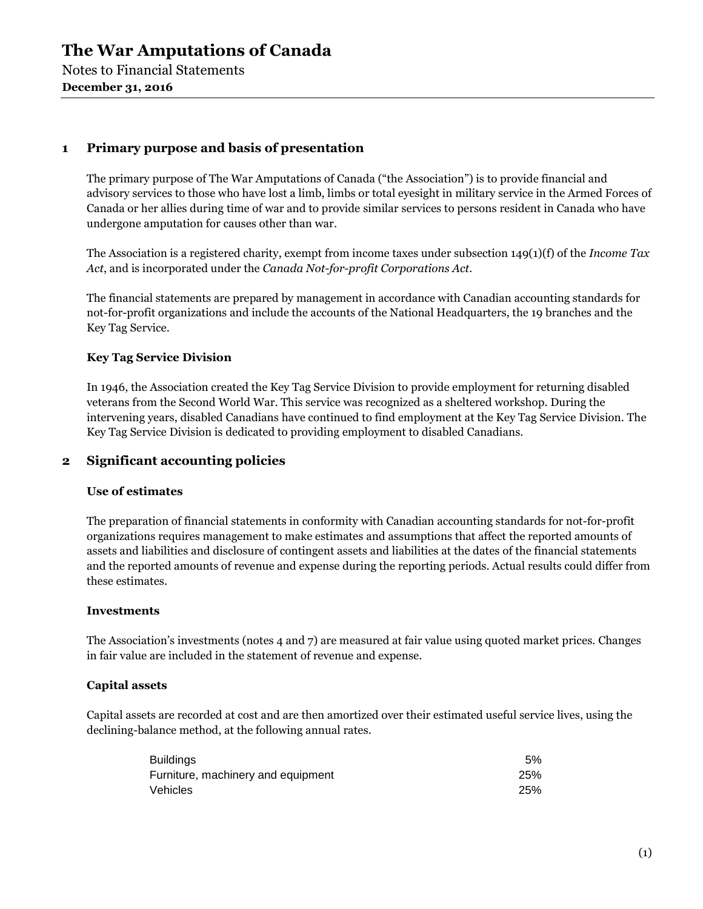## 1 Primary purpose and basis of presentation

The primary purpose of The War Amputations of Canada ("the Association") is to provide financial and advisory services to those who have lost a limb, limbs or total eyesight in military service in the Armed Forces of Canada or her allies during time of war and to provide similar services to persons resident in Canada who have undergone amputation for causes other than war.

The Association is a registered charity, exempt from income taxes under subsection 149(1)(f) of the *Income Tax Act*, and is incorporated under the *Canada Not-for-profit Corporations Act*.

The financial statements are prepared by management in accordance with Canadian accounting standards for not-for-profit organizations and include the accounts of the National Headquarters, the 19 branches and the Key Tag Service.

### Key Tag Service Division

In 1946, the Association created the Key Tag Service Division to provide employment for returning disabled veterans from the Second World War. This service was recognized as a sheltered workshop. During the intervening years, disabled Canadians have continued to find employment at the Key Tag Service Division. The Key Tag Service Division is dedicated to providing employment to disabled Canadians.

## 2 Significant accounting policies

### Use of estimates

The preparation of financial statements in conformity with Canadian accounting standards for not-for-profit organizations requires management to make estimates and assumptions that affect the reported amounts of assets and liabilities and disclosure of contingent assets and liabilities at the dates of the financial statements and the reported amounts of revenue and expense during the reporting periods. Actual results could differ from these estimates.

### Investments

The Association's investments (notes 4 and 7) are measured at fair value using quoted market prices. Changes in fair value are included in the statement of revenue and expense.

### Capital assets

Capital assets are recorded at cost and are then amortized over their estimated useful service lives, using the declining-balance method, at the following annual rates.

| | |
|---|---|
| Buildings | 5% |
| Furniture, machinery and equipment | 25% |
| Vehicles | 25% |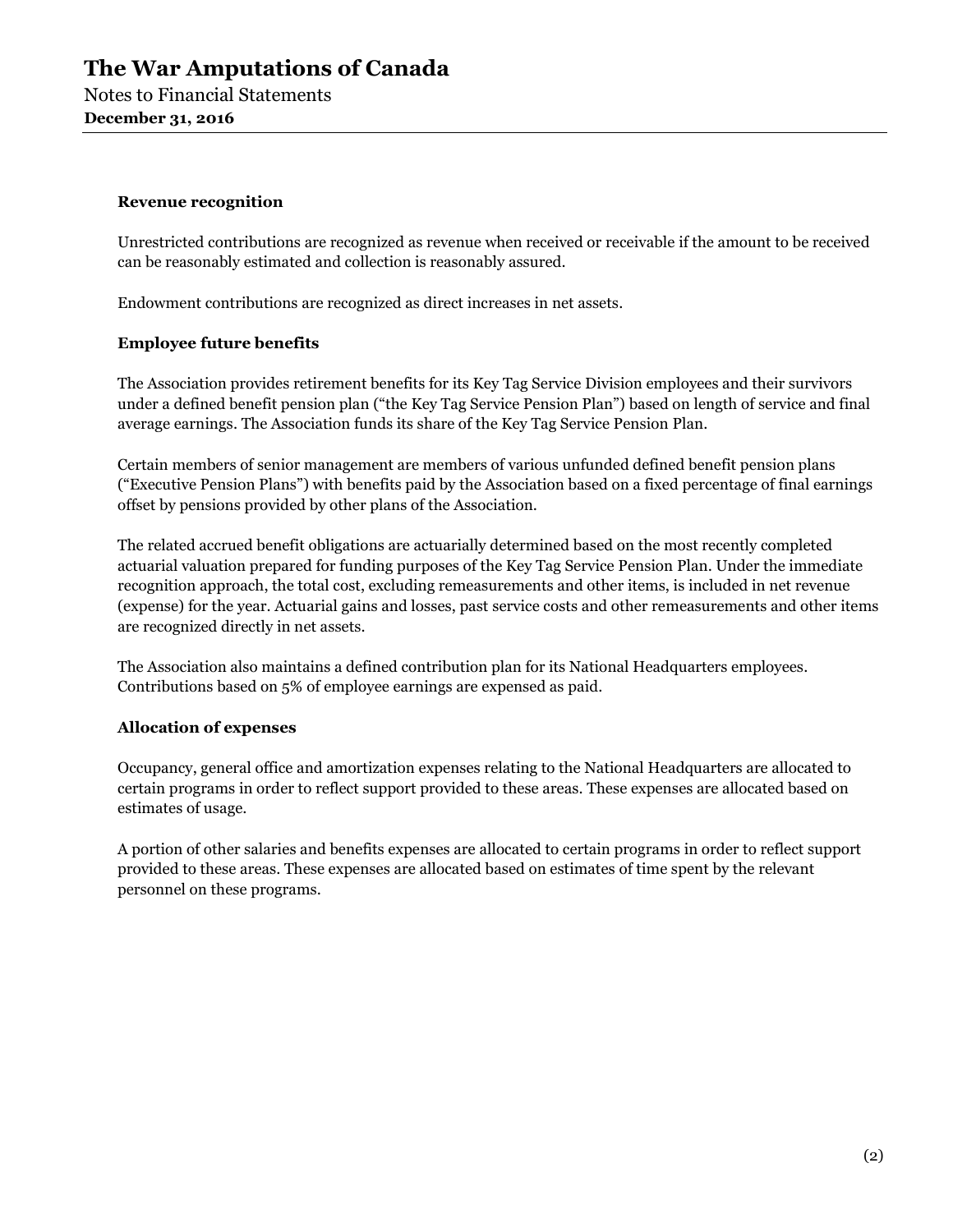### Revenue recognition

Unrestricted contributions are recognized as revenue when received or receivable if the amount to be received can be reasonably estimated and collection is reasonably assured.

Endowment contributions are recognized as direct increases in net assets.

### Employee future benefits

The Association provides retirement benefits for its Key Tag Service Division employees and their survivors under a defined benefit pension plan ("the Key Tag Service Pension Plan") based on length of service and final average earnings. The Association funds its share of the Key Tag Service Pension Plan.

Certain members of senior management are members of various unfunded defined benefit pension plans ("Executive Pension Plans") with benefits paid by the Association based on a fixed percentage of final earnings offset by pensions provided by other plans of the Association.

The related accrued benefit obligations are actuarially determined based on the most recently completed actuarial valuation prepared for funding purposes of the Key Tag Service Pension Plan. Under the immediate recognition approach, the total cost, excluding remeasurements and other items, is included in net revenue (expense) for the year. Actuarial gains and losses, past service costs and other remeasurements and other items are recognized directly in net assets.

The Association also maintains a defined contribution plan for its National Headquarters employees. Contributions based on 5% of employee earnings are expensed as paid.

### Allocation of expenses

Occupancy, general office and amortization expenses relating to the National Headquarters are allocated to certain programs in order to reflect support provided to these areas. These expenses are allocated based on estimates of usage.

A portion of other salaries and benefits expenses are allocated to certain programs in order to reflect support provided to these areas. These expenses are allocated based on estimates of time spent by the relevant personnel on these programs.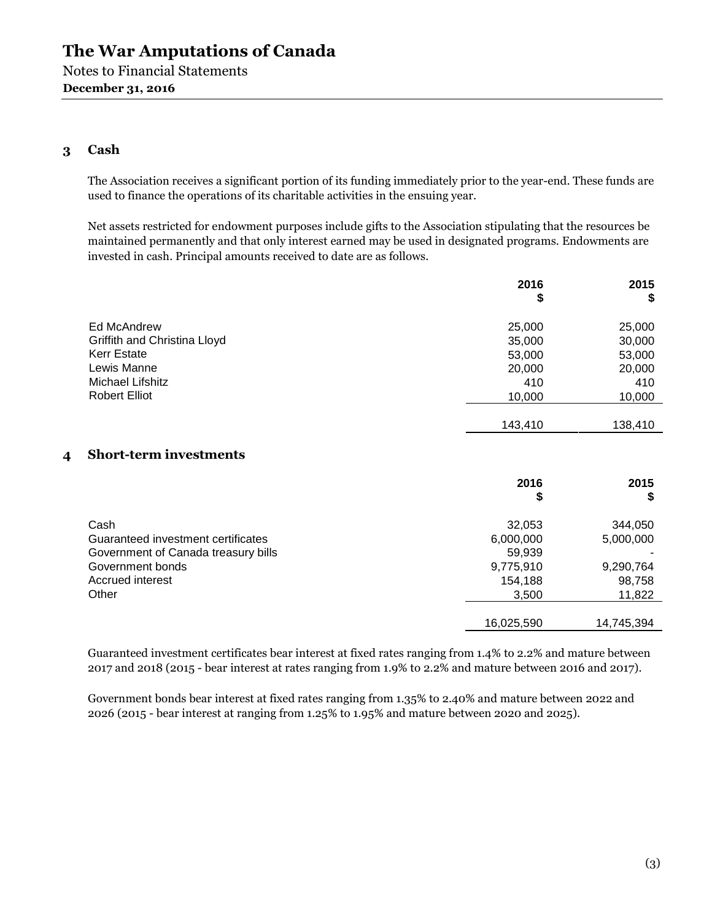# The War Amputations of Canada

Notes to Financial Statements
**December 31, 2016**

## 3 Cash

The Association receives a significant portion of its funding immediately prior to the year-end. These funds are used to finance the operations of its charitable activities in the ensuing year.

Net assets restricted for endowment purposes include gifts to the Association stipulating that the resources be maintained permanently and that only interest earned may be used in designated programs. Endowments are invested in cash. Principal amounts received to date are as follows.

| | 2016<br>$ | 2015<br>$ |
|---|---|---|
| Ed McAndrew | 25,000 | 25,000 |
| Griffith and Christina Lloyd | 35,000 | 30,000 |
| Kerr Estate | 53,000 | 53,000 |
| Lewis Manne | 20,000 | 20,000 |
| Michael Lifshitz | 410 | 410 |
| Robert Elliot | 10,000 | 10,000 |
| | 143,410 | 138,410 |

## 4 Short-term investments

| | 2016<br>$ | 2015<br>$ |
|---|---|---|
| Cash | 32,053 | 344,050 |
| Guaranteed investment certificates | 6,000,000 | 5,000,000 |
| Government of Canada treasury bills | 59,939 | - |
| Government bonds | 9,775,910 | 9,290,764 |
| Accrued interest | 154,188 | 98,758 |
| Other | 3,500 | 11,822 |
| | 16,025,590 | 14,745,394 |

Guaranteed investment certificates bear interest at fixed rates ranging from 1.4% to 2.2% and mature between 2017 and 2018 (2015 - bear interest at rates ranging from 1.9% to 2.2% and mature between 2016 and 2017).

Government bonds bear interest at fixed rates ranging from 1.35% to 2.40% and mature between 2022 and 2026 (2015 - bear interest at ranging from 1.25% to 1.95% and mature between 2020 and 2025).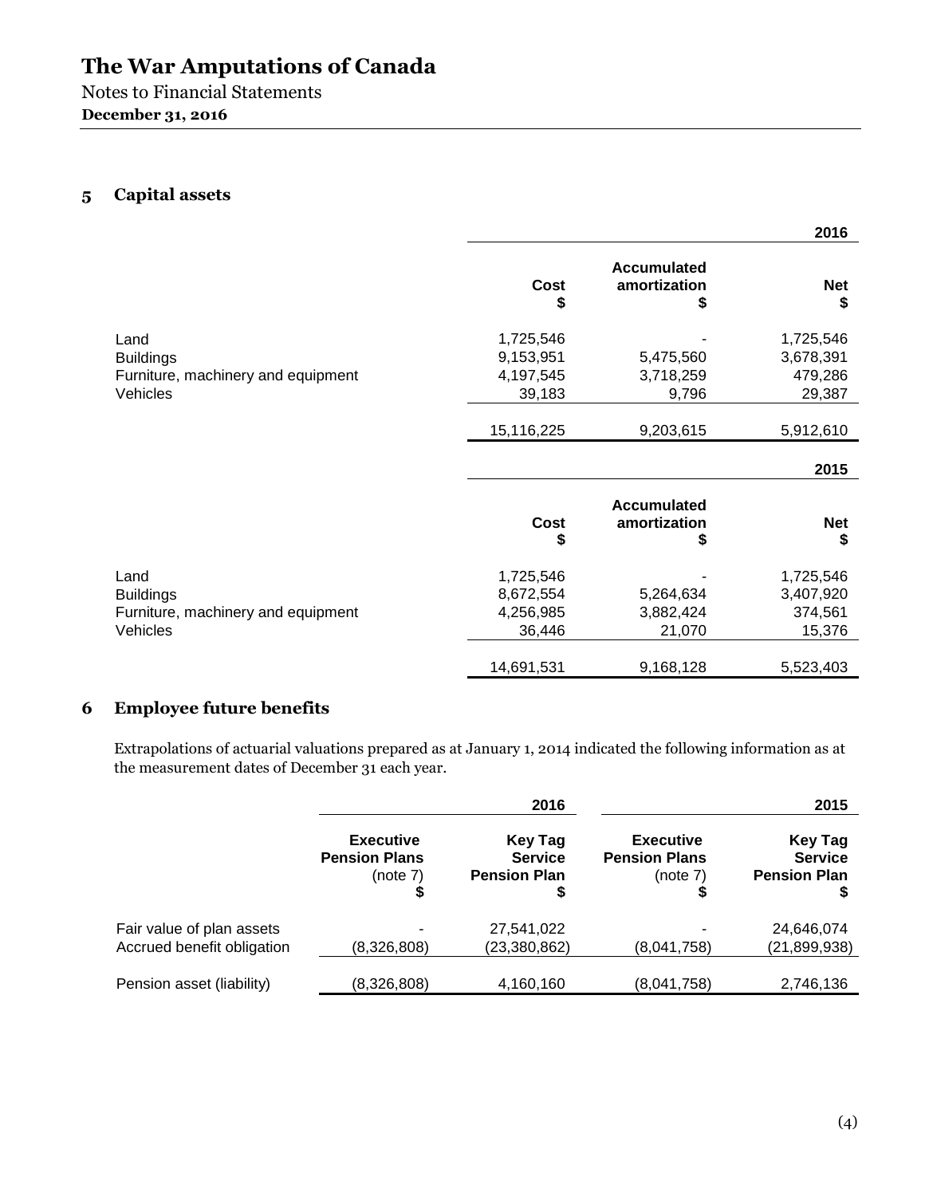# The War Amputations of Canada

Notes to Financial Statements
**December 31, 2016**

## 5 Capital assets

| | | | 2016 |
|---|---|---|---|
| | **Cost** **$** | **Accumulated amortization** **$** | **Net** **$** |
| Land | 1,725,546 | - | 1,725,546 |
| Buildings | 9,153,951 | 5,475,560 | 3,678,391 |
| Furniture, machinery and equipment | 4,197,545 | 3,718,259 | 479,286 |
| Vehicles | 39,183 | 9,796 | 29,387 |
| | 15,116,225 | 9,203,615 | 5,912,610 |

| | | | 2015 |
|---|---|---|---|
| | **Cost** **$** | **Accumulated amortization** **$** | **Net** **$** |
| Land | 1,725,546 | - | 1,725,546 |
| Buildings | 8,672,554 | 5,264,634 | 3,407,920 |
| Furniture, machinery and equipment | 4,256,985 | 3,882,424 | 374,561 |
| Vehicles | 36,446 | 21,070 | 15,376 |
| | 14,691,531 | 9,168,128 | 5,523,403 |

## 6 Employee future benefits

Extrapolations of actuarial valuations prepared as at January 1, 2014 indicated the following information as at the measurement dates of December 31 each year.

| | | 2016 | | 2015 |
|---|---|---|---|---|
| | **Executive Pension Plans** (note 7) **$** | **Key Tag Service Pension Plan** **$** | **Executive Pension Plans** (note 7) **$** | **Key Tag Service Pension Plan** **$** |
| Fair value of plan assets | - | 27,541,022 | - | 24,646,074 |
| Accrued benefit obligation | (8,326,808) | (23,380,862) | (8,041,758) | (21,899,938) |
| Pension asset (liability) | (8,326,808) | 4,160,160 | (8,041,758) | 2,746,136 |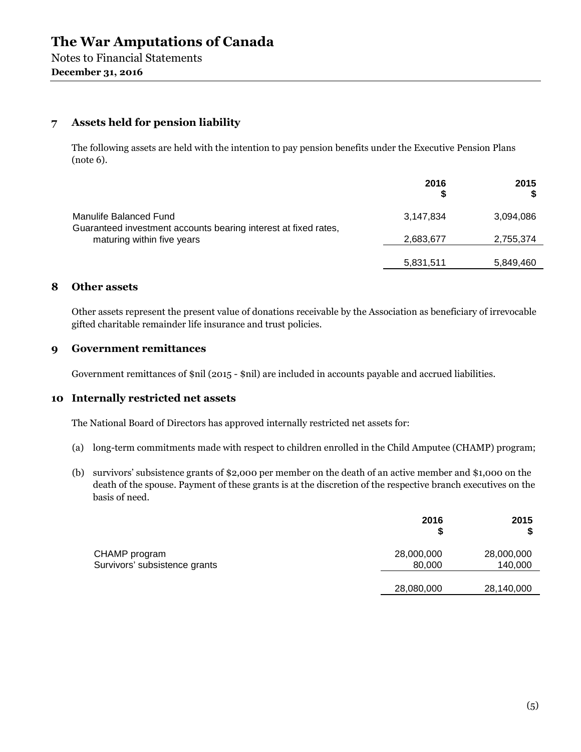# The War Amputations of Canada

Notes to Financial Statements
**December 31, 2016**

## 7 Assets held for pension liability

The following assets are held with the intention to pay pension benefits under the Executive Pension Plans (note 6).

| | 2016 $ | 2015 $ |
|---|---|---|
| Manulife Balanced Fund | 3,147,834 | 3,094,086 |
| Guaranteed investment accounts bearing interest at fixed rates, maturing within five years | 2,683,677 | 2,755,374 |
| | 5,831,511 | 5,849,460 |

## 8 Other assets

Other assets represent the present value of donations receivable by the Association as beneficiary of irrevocable gifted charitable remainder life insurance and trust policies.

## 9 Government remittances

Government remittances of $nil (2015 - $nil) are included in accounts payable and accrued liabilities.

## 10 Internally restricted net assets

The National Board of Directors has approved internally restricted net assets for:

(a) long-term commitments made with respect to children enrolled in the Child Amputee (CHAMP) program;

(b) survivors' subsistence grants of $2,000 per member on the death of an active member and $1,000 on the death of the spouse. Payment of these grants is at the discretion of the respective branch executives on the basis of need.

| | 2016 $ | 2015 $ |
|---|---|---|
| CHAMP program | 28,000,000 | 28,000,000 |
| Survivors' subsistence grants | 80,000 | 140,000 |
| | 28,080,000 | 28,140,000 |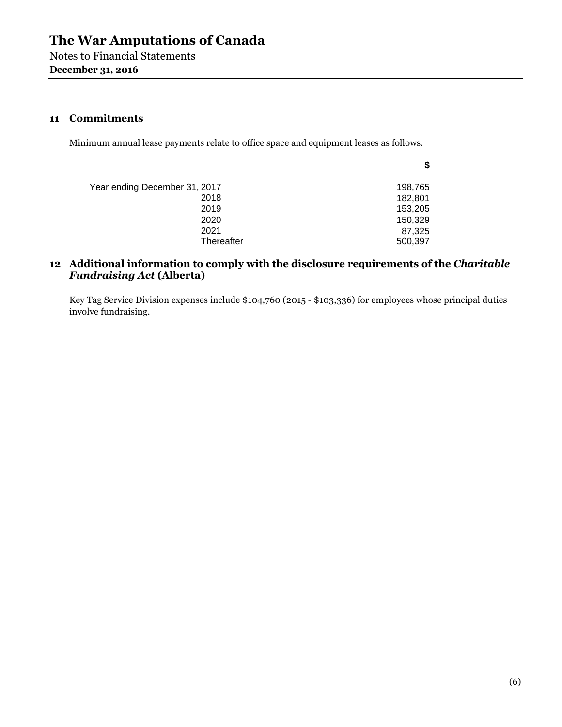# The War Amputations of Canada

Notes to Financial Statements
**December 31, 2016**

## 11 Commitments

Minimum annual lease payments relate to office space and equipment leases as follows.

| | $ |
|---|---|
| Year ending December 31, 2017 | 198,765 |
| 2018 | 182,801 |
| 2019 | 153,205 |
| 2020 | 150,329 |
| 2021 | 87,325 |
| Thereafter | 500,397 |

## 12 Additional information to comply with the disclosure requirements of the *Charitable Fundraising Act* (Alberta)

Key Tag Service Division expenses include $104,760 (2015 - $103,336) for employees whose principal duties involve fundraising.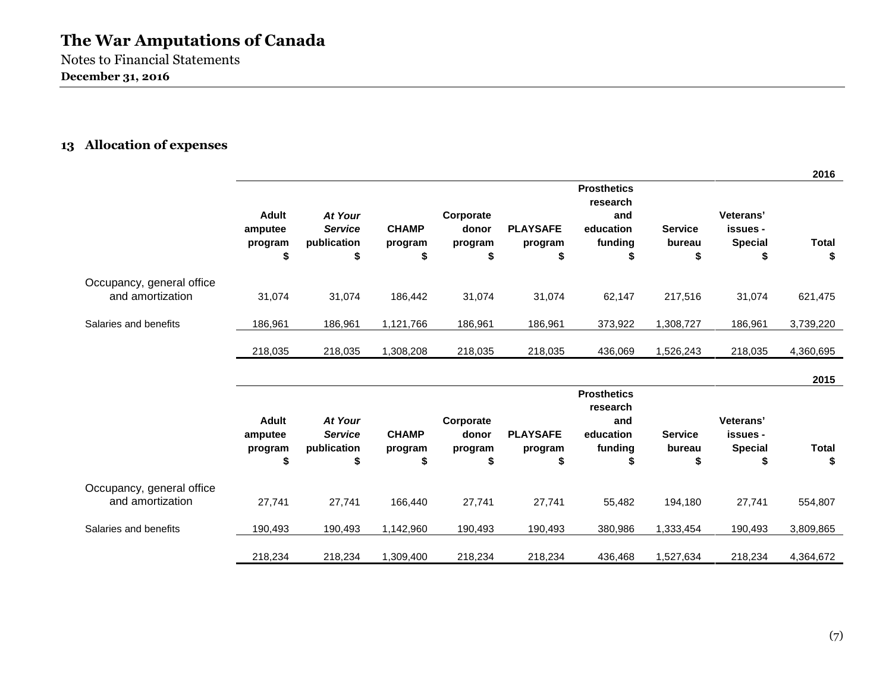## 13 Allocation of expenses

| | | | | | | | | | 2016 |
|---|---|---|---|---|---|---|---|---|---|
| | Adult amputee program $ | *At Your Service* publication $ | CHAMP program $ | Corporate donor program $ | PLAYSAFE program $ | Prosthetics research and education funding $ | Service bureau $ | Veterans' issues - Special $ | Total $ |
| Occupancy, general office and amortization | 31,074 | 31,074 | 186,442 | 31,074 | 31,074 | 62,147 | 217,516 | 31,074 | 621,475 |
| Salaries and benefits | 186,961 | 186,961 | 1,121,766 | 186,961 | 186,961 | 373,922 | 1,308,727 | 186,961 | 3,739,220 |
| | 218,035 | 218,035 | 1,308,208 | 218,035 | 218,035 | 436,069 | 1,526,243 | 218,035 | 4,360,695 |

| | | | | | | | | | 2015 |
|---|---|---|---|---|---|---|---|---|---|
| | Adult amputee program $ | *At Your Service* publication $ | CHAMP program $ | Corporate donor program $ | PLAYSAFE program $ | Prosthetics research and education funding $ | Service bureau $ | Veterans' issues - Special $ | Total $ |
| Occupancy, general office and amortization | 27,741 | 27,741 | 166,440 | 27,741 | 27,741 | 55,482 | 194,180 | 27,741 | 554,807 |
| Salaries and benefits | 190,493 | 190,493 | 1,142,960 | 190,493 | 190,493 | 380,986 | 1,333,454 | 190,493 | 3,809,865 |
| | 218,234 | 218,234 | 1,309,400 | 218,234 | 218,234 | 436,468 | 1,527,634 | 218,234 | 4,364,672 |